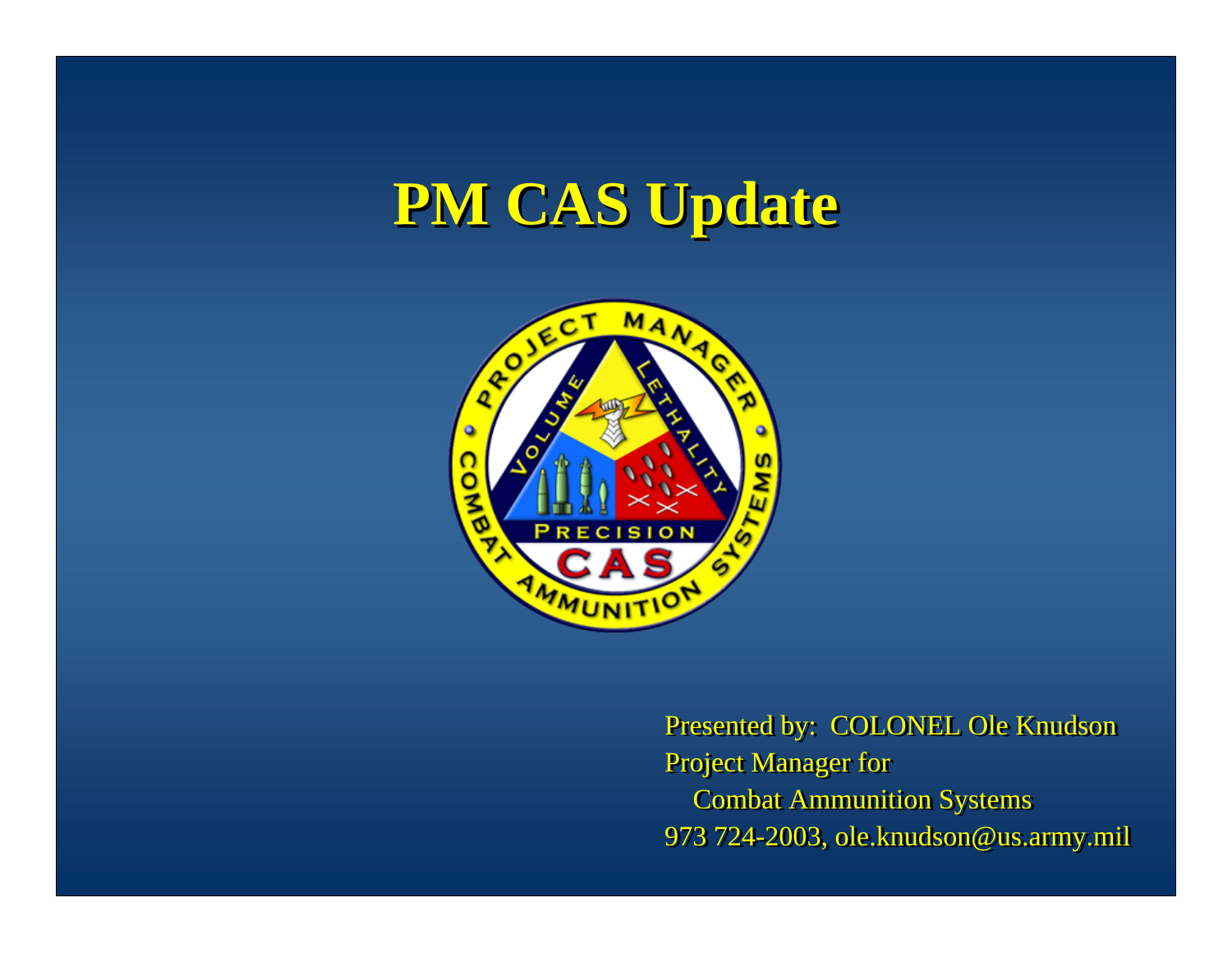# PM CAS Update

Presented by: COLONEL Ole Knudson
Project Manager for
Combat Ammunition Systems
973 724-2003, ole.knudson@us.army.mil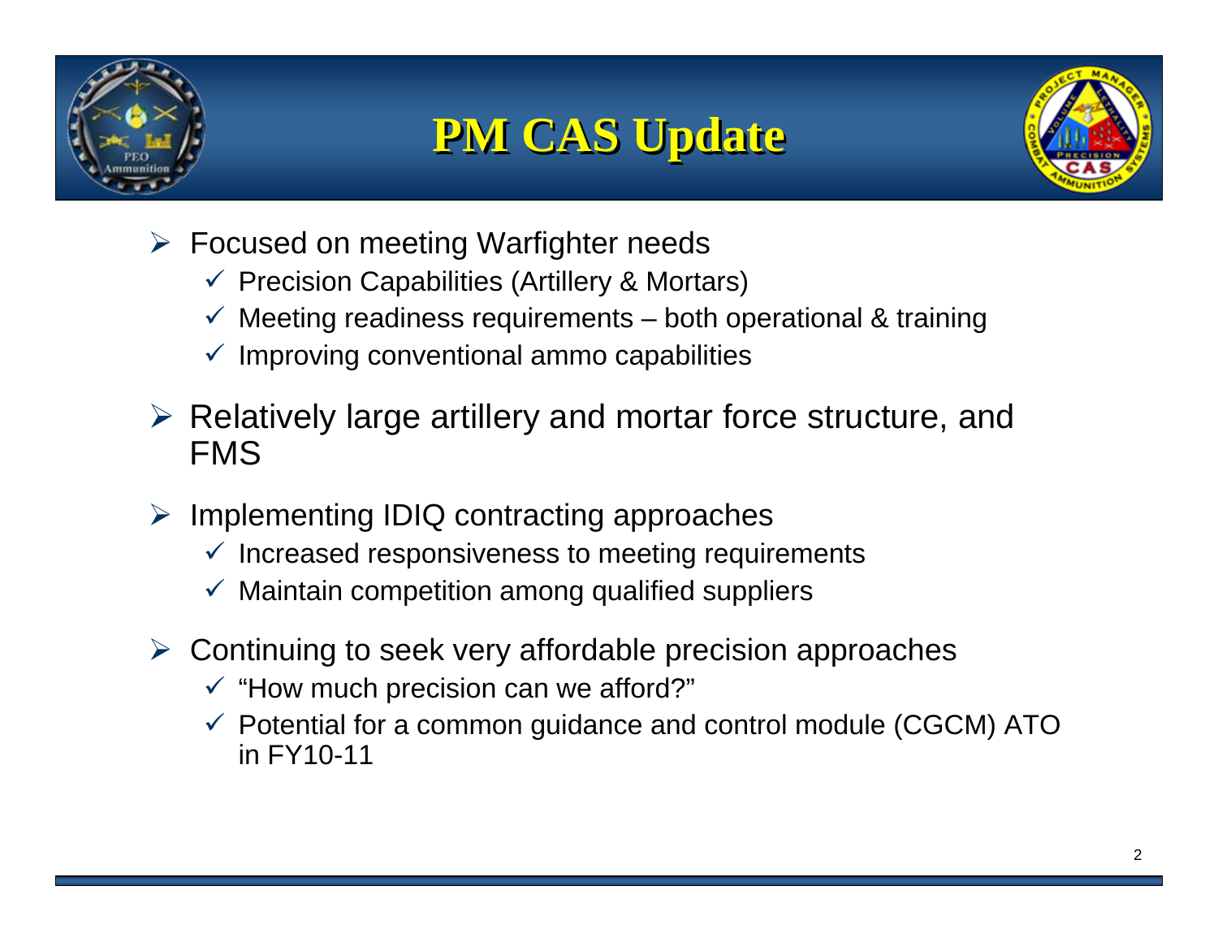# PM CAS Update

- Focused on meeting Warfighter needs
  - Precision Capabilities (Artillery & Mortars)
  - Meeting readiness requirements – both operational & training
  - Improving conventional ammo capabilities
- Relatively large artillery and mortar force structure, and FMS
- Implementing IDIQ contracting approaches
  - Increased responsiveness to meeting requirements
  - Maintain competition among qualified suppliers
- Continuing to seek very affordable precision approaches
  - "How much precision can we afford?"
  - Potential for a common guidance and control module (CGCM) ATO in FY10-11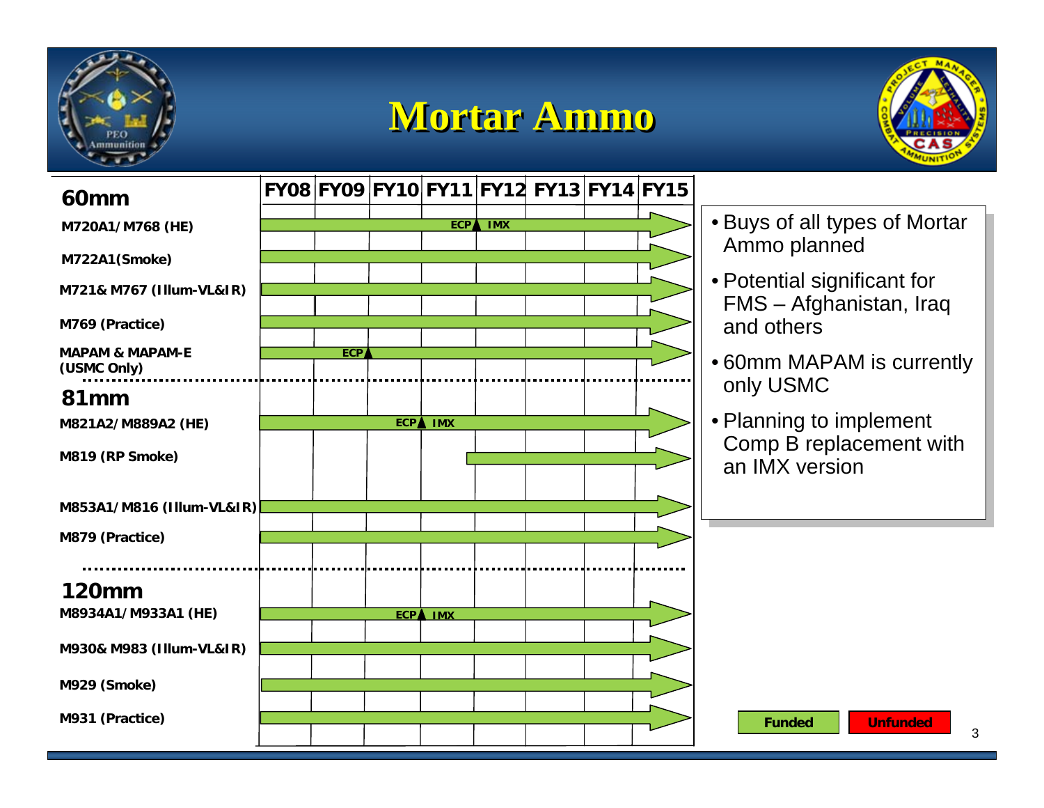# Mortar Ammo

| | FY08 | FY09 | FY10 | FY11 | FY12 | FY13 | FY14 | FY15 |
|---|---|---|---|---|---|---|---|---|
| **60mm** | | | | | | | | |
| M720A1/M768 (HE) | Funded → | | | ECP ▲ IMX | | | | → |
| M722A1(Smoke) | Funded → | | | | | | | → |
| M721& M767 (Illum-VL&IR) | Funded → | | | | | | | → |
| M769 (Practice) | Funded → | | | | | | | → |
| MAPAM & MAPAM-E (USMC Only) | Funded → | ECP ▲ | | | | | | → |
| **81mm** | | | | | | | | |
| M821A2/M889A2 (HE) | Funded → | | ECP ▲ IMX | | | | | → |
| M819 (RP Smoke) | | | | | Funded → | | | → |
| M853A1/M816 (Illum-VL&IR) | Funded → | | | | | | | → |
| M879 (Practice) | Funded → | | | | | | | → |
| **120mm** | | | | | | | | |
| M8934A1/M933A1 (HE) | Funded → | | ECP ▲ IMX | | | | | → |
| M930& M983 (Illum-VL&IR) | Funded → | | | | | | | → |
| M929 (Smoke) | Funded → | | | | | | | → |
| M931 (Practice) | Funded → | | | | | | | → |

- Buys of all types of Mortar Ammo planned
- Potential significant for FMS – Afghanistan, Iraq and others
- 60mm MAPAM is currently only USMC
- Planning to implement Comp B replacement with an IMX version

Funded | Unfunded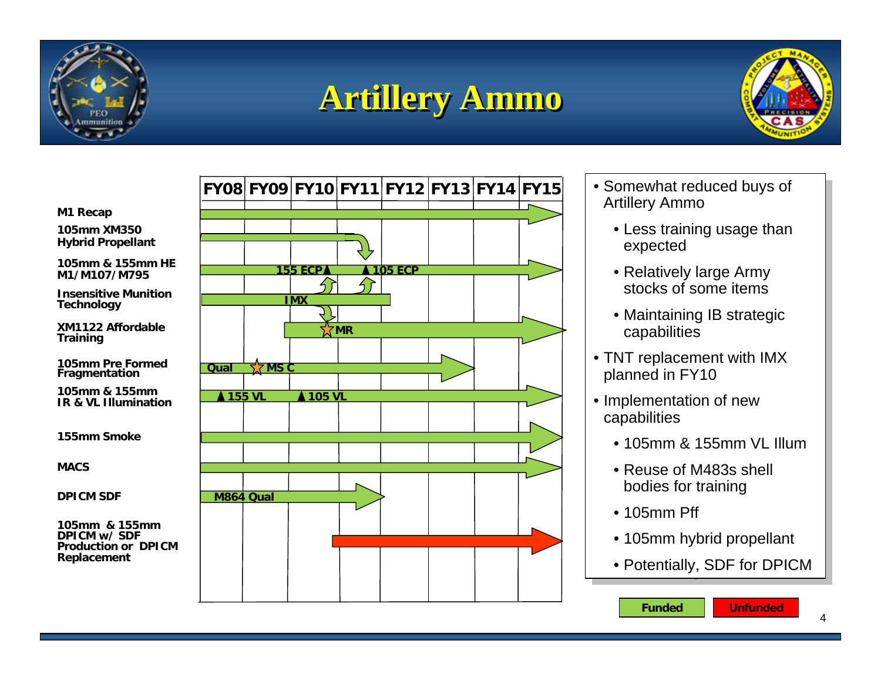# Artillery Ammo

| Program | FY08 | FY09 | FY10 | FY11 | FY12 | FY13 | FY14 | FY15 |
|---|---|---|---|---|---|---|---|---|
| M1 Recap | | | | | | | | |
| 105mm XM350 Hybrid Propellant | | | | | | | | |
| 105mm & 155mm HE M1/M107/M795 | | | 155 ECP | 105 ECP | | | | |
| Insensitive Munition Technology | | | IMX | | | | | |
| XM1122 Affordable Training | | | | MR | | | | |
| 105mm Pre Formed Fragmentation | Qual | MS C | | | | | | |
| 105mm & 155mm IR & VL Illumination | 155 VL | | 105 VL | | | | | |
| 155mm Smoke | | | | | | | | |
| MACS | | | | | | | | |
| DPICM SDF | M864 Qual | | | | | | | |
| 105mm & 155mm DPICM w/ SDF Production or DPICM Replacement | | | | | | | | |

- Somewhat reduced buys of Artillery Ammo
  - Less training usage than expected
  - Relatively large Army stocks of some items
  - Maintaining IB strategic capabilities
- TNT replacement with IMX planned in FY10
- Implementation of new capabilities
  - 105mm & 155mm VL Illum
  - Reuse of M483s shell bodies for training
  - 105mm Pff
  - 105mm hybrid propellant
  - Potentially, SDF for DPICM

Funded | Unfunded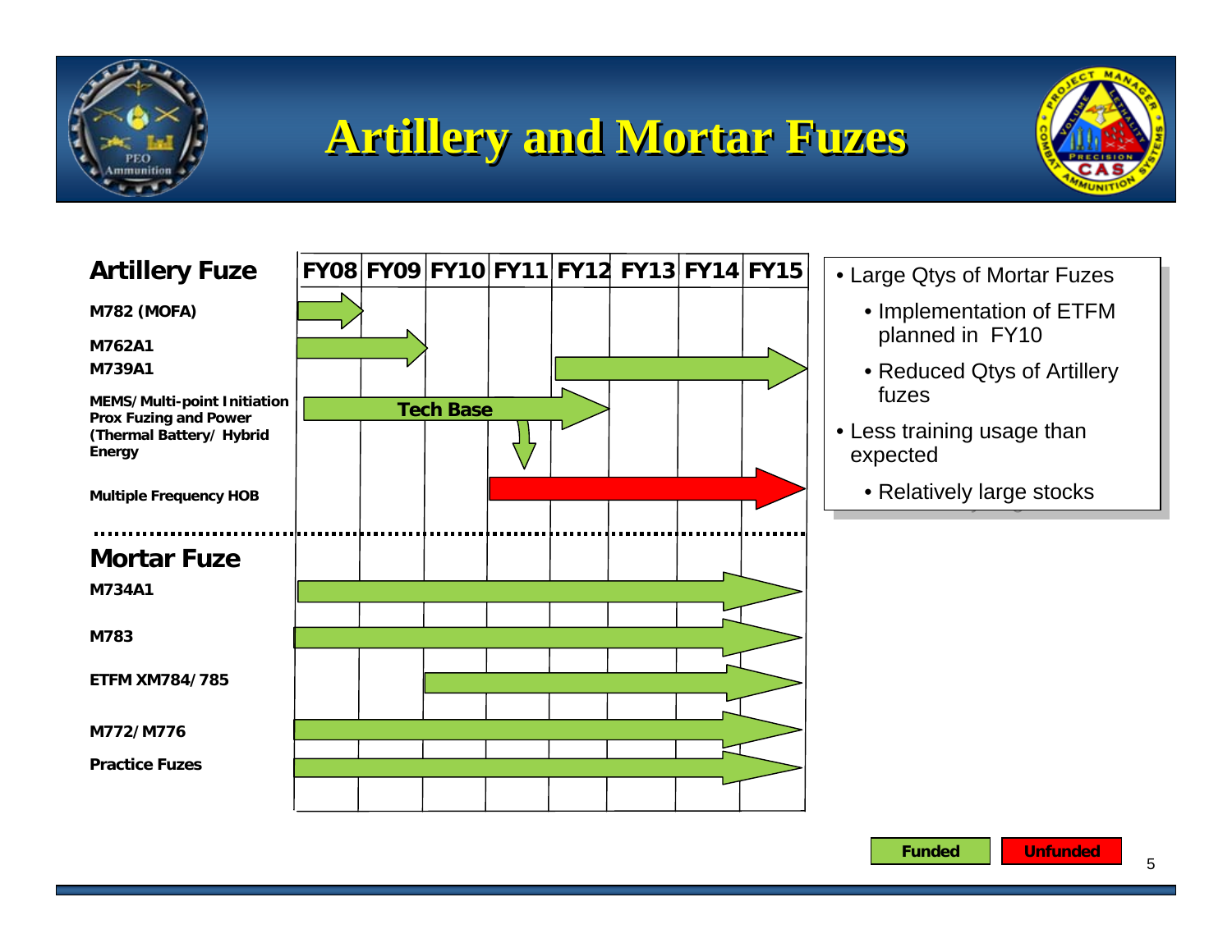# Artillery and Mortar Fuzes

| Artillery Fuze | FY08 | FY09 | FY10 | FY11 | FY12 | FY13 | FY14 | FY15 |
|---|---|---|---|---|---|---|---|---|
| M782 (MOFA) | Funded | | | | | | | |
| M762A1 | Funded | Funded | | | | | | |
| M739A1 | | | | | Funded | Funded | Funded | Funded |
| MEMS/Multi-point Initiation Prox Fuzing and Power (Thermal Battery/ Hybrid Energy | Tech Base | Tech Base | Tech Base | Tech Base | Tech Base | | | |
| Multiple Frequency HOB | | | | Unfunded | Unfunded | Unfunded | Unfunded | Unfunded |
| **Mortar Fuze** | | | | | | | | |
| M734A1 | Funded | Funded | Funded | Funded | Funded | Funded | Funded | Funded |
| M783 | Funded | Funded | Funded | Funded | Funded | Funded | Funded | Funded |
| ETFM XM784/785 | | | Funded | Funded | Funded | Funded | Funded | Funded |
| M772/M776 | Funded | Funded | Funded | Funded | Funded | Funded | Funded | Funded |
| Practice Fuzes | Funded | Funded | Funded | Funded | Funded | Funded | Funded | Funded |

- Large Qtys of Mortar Fuzes
  - Implementation of ETFM planned in FY10
  - Reduced Qtys of Artillery fuzes
- Less training usage than expected
  - Relatively large stocks

Funded | Unfunded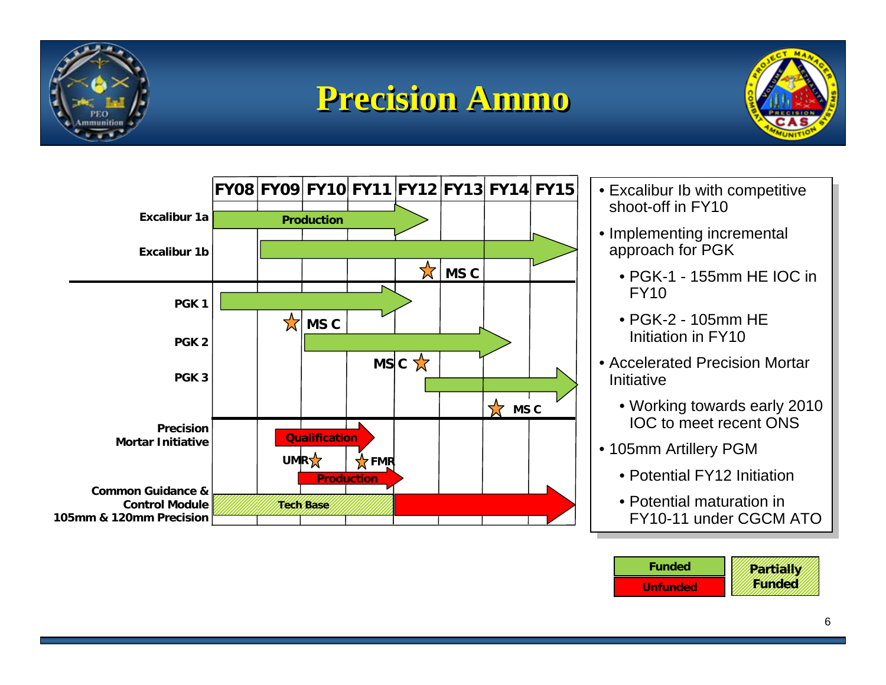# Precision Ammo

FY08 FY09 FY10 FY11 FY12 FY13 FY14 FY15

Excalibur 1a — Production

Excalibur 1b — MS C

PGK 1 — MS C

PGK 2 — MS C

PGK 3 — MS C

Precision Mortar Initiative — Qualification, UMR, FMR, Production

Common Guidance & Control Module 105mm & 120mm Precision — Tech Base

Funded

Unfunded

Partially Funded

- Excalibur Ib with competitive shoot-off in FY10
- Implementing incremental approach for PGK
  - PGK-1 - 155mm HE IOC in FY10
  - PGK-2 - 105mm HE Initiation in FY10
- Accelerated Precision Mortar Initiative
  - Working towards early 2010 IOC to meet recent ONS
- 105mm Artillery PGM
  - Potential FY12 Initiation
  - Potential maturation in FY10-11 under CGCM ATO